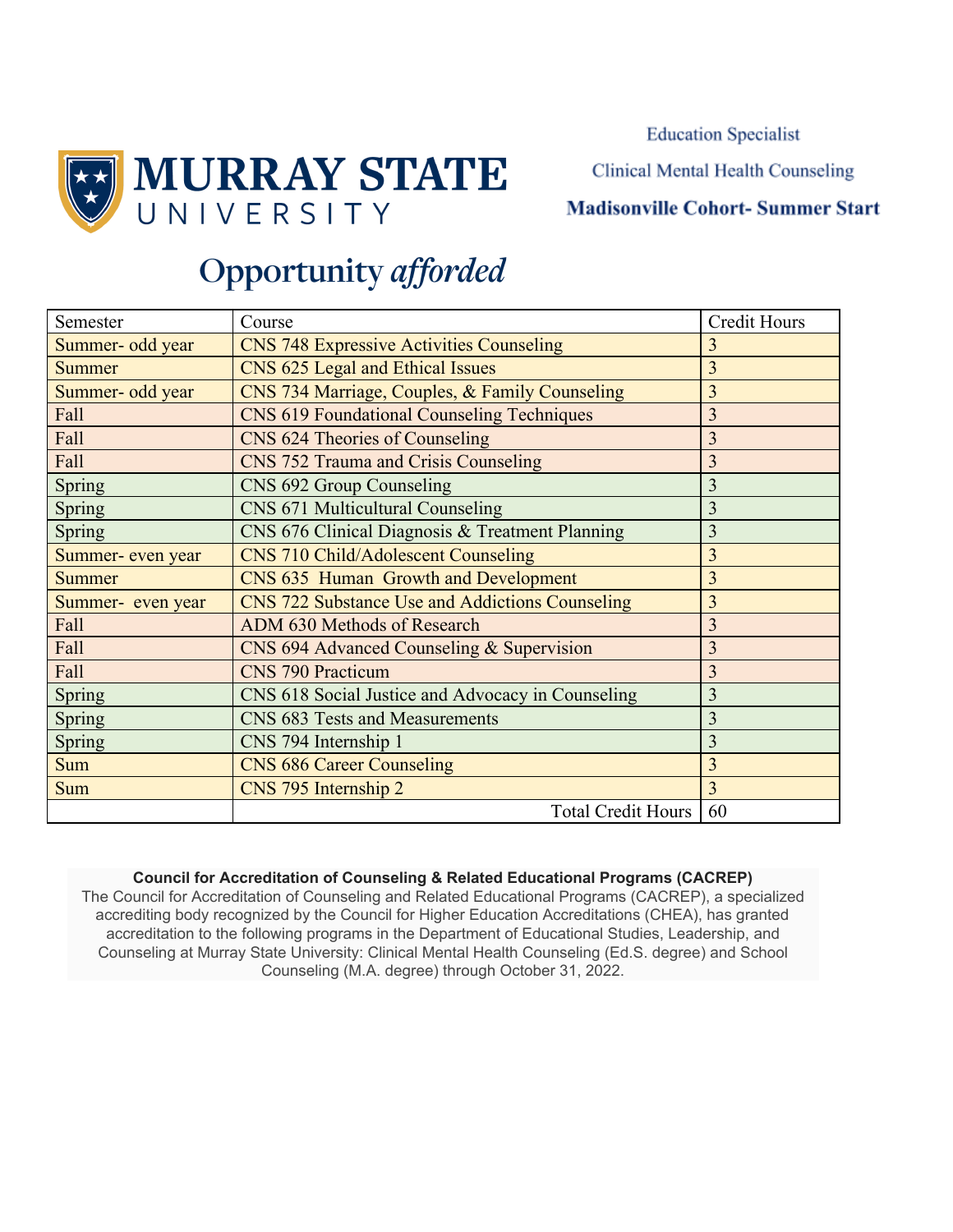**MURRAY STATE UNIVERSITY**

Education Specialist

Clinical Mental Health Counseling

**Madisonville Cohort- Summer Start**

# Opportunity *afforded*

| Semester | Course | Credit Hours |
|---|---|---|
| Summer- odd year | CNS 748 Expressive Activities Counseling | 3 |
| Summer | CNS 625 Legal and Ethical Issues | 3 |
| Summer- odd year | CNS 734 Marriage, Couples, & Family Counseling | 3 |
| Fall | CNS 619 Foundational Counseling Techniques | 3 |
| Fall | CNS 624 Theories of Counseling | 3 |
| Fall | CNS 752 Trauma and Crisis Counseling | 3 |
| Spring | CNS 692 Group Counseling | 3 |
| Spring | CNS 671 Multicultural Counseling | 3 |
| Spring | CNS 676 Clinical Diagnosis & Treatment Planning | 3 |
| Summer- even year | CNS 710 Child/Adolescent Counseling | 3 |
| Summer | CNS 635 Human Growth and Development | 3 |
| Summer- even year | CNS 722 Substance Use and Addictions Counseling | 3 |
| Fall | ADM 630 Methods of Research | 3 |
| Fall | CNS 694 Advanced Counseling & Supervision | 3 |
| Fall | CNS 790 Practicum | 3 |
| Spring | CNS 618 Social Justice and Advocacy in Counseling | 3 |
| Spring | CNS 683 Tests and Measurements | 3 |
| Spring | CNS 794 Internship 1 | 3 |
| Sum | CNS 686 Career Counseling | 3 |
| Sum | CNS 795 Internship 2 | 3 |
| | Total Credit Hours | 60 |

**Council for Accreditation of Counseling & Related Educational Programs (CACREP)**

The Council for Accreditation of Counseling and Related Educational Programs (CACREP), a specialized accrediting body recognized by the Council for Higher Education Accreditations (CHEA), has granted accreditation to the following programs in the Department of Educational Studies, Leadership, and Counseling at Murray State University: Clinical Mental Health Counseling (Ed.S. degree) and School Counseling (M.A. degree) through October 31, 2022.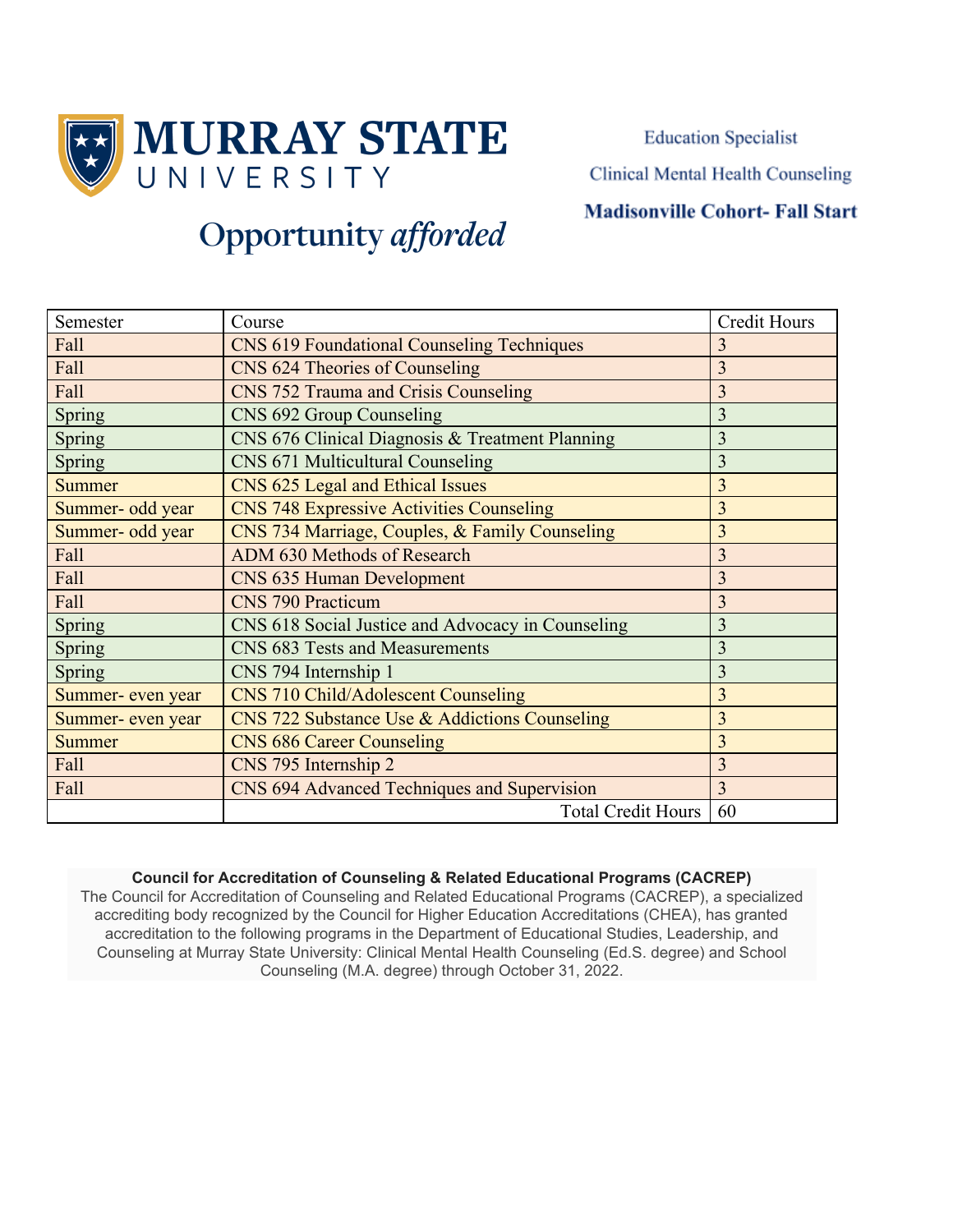# MURRAY STATE UNIVERSITY

*Opportunity afforded*

Education Specialist

Clinical Mental Health Counseling

**Madisonville Cohort- Fall Start**

| Semester | Course | Credit Hours |
|---|---|---|
| Fall | CNS 619 Foundational Counseling Techniques | 3 |
| Fall | CNS 624 Theories of Counseling | 3 |
| Fall | CNS 752 Trauma and Crisis Counseling | 3 |
| Spring | CNS 692 Group Counseling | 3 |
| Spring | CNS 676 Clinical Diagnosis & Treatment Planning | 3 |
| Spring | CNS 671 Multicultural Counseling | 3 |
| Summer | CNS 625 Legal and Ethical Issues | 3 |
| Summer- odd year | CNS 748 Expressive Activities Counseling | 3 |
| Summer- odd year | CNS 734 Marriage, Couples, & Family Counseling | 3 |
| Fall | ADM 630 Methods of Research | 3 |
| Fall | CNS 635 Human Development | 3 |
| Fall | CNS 790 Practicum | 3 |
| Spring | CNS 618 Social Justice and Advocacy in Counseling | 3 |
| Spring | CNS 683 Tests and Measurements | 3 |
| Spring | CNS 794 Internship 1 | 3 |
| Summer- even year | CNS 710 Child/Adolescent Counseling | 3 |
| Summer- even year | CNS 722 Substance Use & Addictions Counseling | 3 |
| Summer | CNS 686 Career Counseling | 3 |
| Fall | CNS 795 Internship 2 | 3 |
| Fall | CNS 694 Advanced Techniques and Supervision | 3 |
| | Total Credit Hours | 60 |

**Council for Accreditation of Counseling & Related Educational Programs (CACREP)**

The Council for Accreditation of Counseling and Related Educational Programs (CACREP), a specialized accrediting body recognized by the Council for Higher Education Accreditations (CHEA), has granted accreditation to the following programs in the Department of Educational Studies, Leadership, and Counseling at Murray State University: Clinical Mental Health Counseling (Ed.S. degree) and School Counseling (M.A. degree) through October 31, 2022.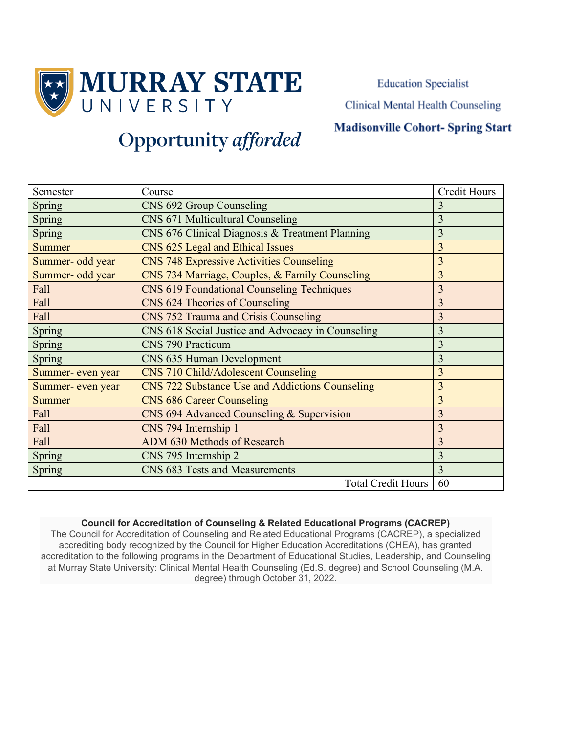# MURRAY STATE UNIVERSITY

*Opportunity afforded*

Education Specialist

Clinical Mental Health Counseling

**Madisonville Cohort- Spring Start**

| Semester | Course | Credit Hours |
|---|---|---|
| Spring | CNS 692 Group Counseling | 3 |
| Spring | CNS 671 Multicultural Counseling | 3 |
| Spring | CNS 676 Clinical Diagnosis & Treatment Planning | 3 |
| Summer | CNS 625 Legal and Ethical Issues | 3 |
| Summer- odd year | CNS 748 Expressive Activities Counseling | 3 |
| Summer- odd year | CNS 734 Marriage, Couples, & Family Counseling | 3 |
| Fall | CNS 619 Foundational Counseling Techniques | 3 |
| Fall | CNS 624 Theories of Counseling | 3 |
| Fall | CNS 752 Trauma and Crisis Counseling | 3 |
| Spring | CNS 618 Social Justice and Advocacy in Counseling | 3 |
| Spring | CNS 790 Practicum | 3 |
| Spring | CNS 635 Human Development | 3 |
| Summer- even year | CNS 710 Child/Adolescent Counseling | 3 |
| Summer- even year | CNS 722 Substance Use and Addictions Counseling | 3 |
| Summer | CNS 686 Career Counseling | 3 |
| Fall | CNS 694 Advanced Counseling & Supervision | 3 |
| Fall | CNS 794 Internship 1 | 3 |
| Fall | ADM 630 Methods of Research | 3 |
| Spring | CNS 795 Internship 2 | 3 |
| Spring | CNS 683 Tests and Measurements | 3 |
| | Total Credit Hours | 60 |

**Council for Accreditation of Counseling & Related Educational Programs (CACREP)**

The Council for Accreditation of Counseling and Related Educational Programs (CACREP), a specialized accrediting body recognized by the Council for Higher Education Accreditations (CHEA), has granted accreditation to the following programs in the Department of Educational Studies, Leadership, and Counseling at Murray State University: Clinical Mental Health Counseling (Ed.S. degree) and School Counseling (M.A. degree) through October 31, 2022.